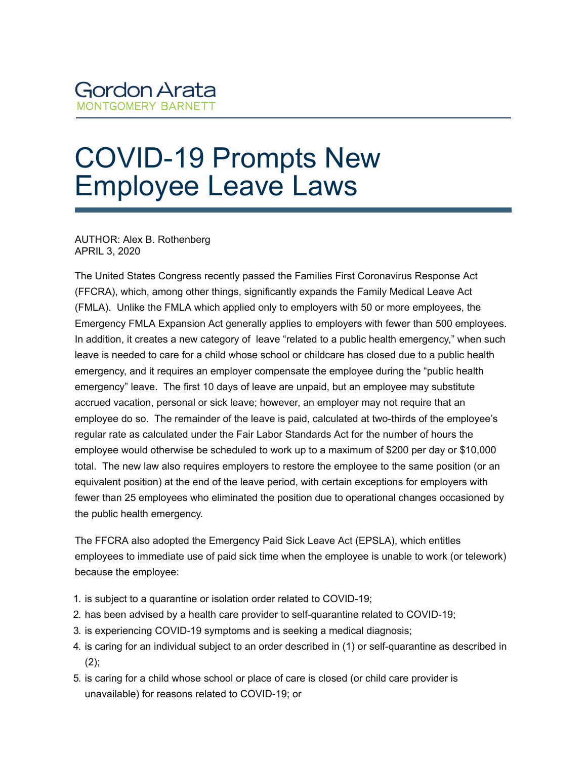Gordon Arata
MONTGOMERY BARNETT

# COVID-19 Prompts New Employee Leave Laws

AUTHOR: Alex B. Rothenberg
APRIL 3, 2020

The United States Congress recently passed the Families First Coronavirus Response Act (FFCRA), which, among other things, significantly expands the Family Medical Leave Act (FMLA). Unlike the FMLA which applied only to employers with 50 or more employees, the Emergency FMLA Expansion Act generally applies to employers with fewer than 500 employees. In addition, it creates a new category of leave "related to a public health emergency," when such leave is needed to care for a child whose school or childcare has closed due to a public health emergency, and it requires an employer compensate the employee during the "public health emergency" leave. The first 10 days of leave are unpaid, but an employee may substitute accrued vacation, personal or sick leave; however, an employer may not require that an employee do so. The remainder of the leave is paid, calculated at two-thirds of the employee's regular rate as calculated under the Fair Labor Standards Act for the number of hours the employee would otherwise be scheduled to work up to a maximum of $200 per day or $10,000 total. The new law also requires employers to restore the employee to the same position (or an equivalent position) at the end of the leave period, with certain exceptions for employers with fewer than 25 employees who eliminated the position due to operational changes occasioned by the public health emergency.

The FFCRA also adopted the Emergency Paid Sick Leave Act (EPSLA), which entitles employees to immediate use of paid sick time when the employee is unable to work (or telework) because the employee:

1. is subject to a quarantine or isolation order related to COVID-19;
2. has been advised by a health care provider to self-quarantine related to COVID-19;
3. is experiencing COVID-19 symptoms and is seeking a medical diagnosis;
4. is caring for an individual subject to an order described in (1) or self-quarantine as described in (2);
5. is caring for a child whose school or place of care is closed (or child care provider is unavailable) for reasons related to COVID-19; or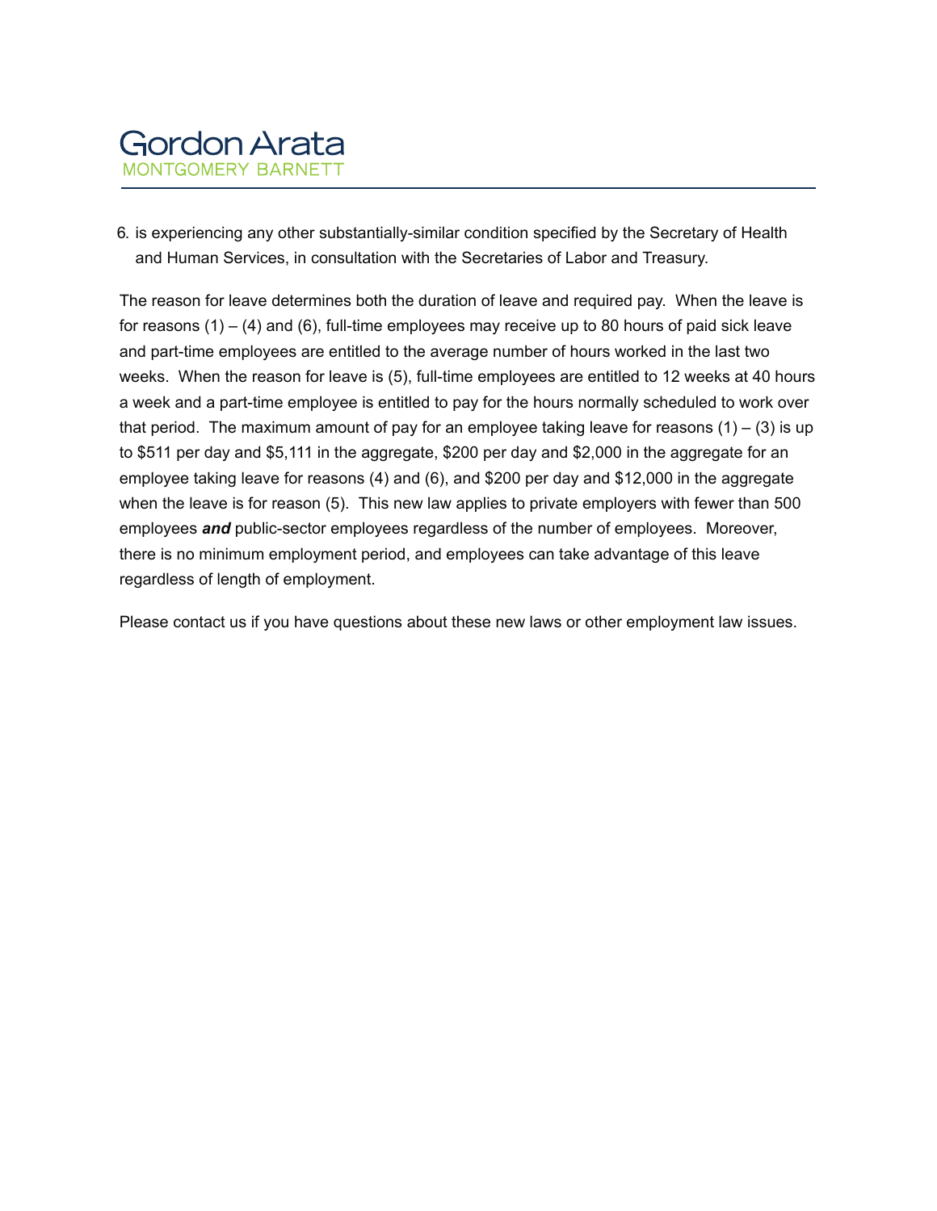6. is experiencing any other substantially-similar condition specified by the Secretary of Health and Human Services, in consultation with the Secretaries of Labor and Treasury.

The reason for leave determines both the duration of leave and required pay. When the leave is for reasons (1) – (4) and (6), full-time employees may receive up to 80 hours of paid sick leave and part-time employees are entitled to the average number of hours worked in the last two weeks. When the reason for leave is (5), full-time employees are entitled to 12 weeks at 40 hours a week and a part-time employee is entitled to pay for the hours normally scheduled to work over that period. The maximum amount of pay for an employee taking leave for reasons (1) – (3) is up to $511 per day and $5,111 in the aggregate, $200 per day and $2,000 in the aggregate for an employee taking leave for reasons (4) and (6), and $200 per day and $12,000 in the aggregate when the leave is for reason (5). This new law applies to private employers with fewer than 500 employees ***and*** public-sector employees regardless of the number of employees. Moreover, there is no minimum employment period, and employees can take advantage of this leave regardless of length of employment.

Please contact us if you have questions about these new laws or other employment law issues.